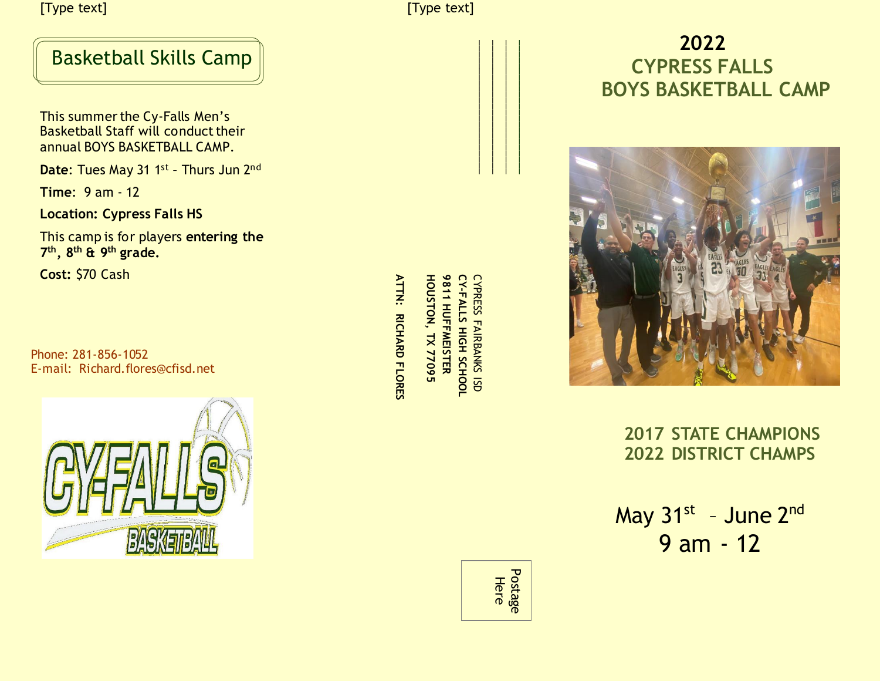[Type text]

[Type text]

# Basketball Skills Camp

This summer the Cy-Falls Men's Basketball Staff will conduct their annual BOYS BASKETBALL CAMP.

**Date**: Tues May 31 1st – Thurs Jun 2nd

**Time**: 9 am - 12

**Location: Cypress Falls HS**

This camp is for players **entering the 7th, 8th & 9th grade.**

**Cost:** $70 Cash

Phone: 281-856-1052
E-mail: Richard.flores@cfisd.net

CYPRESS FAIRBANKS ISD
CY-FALLS HIGH SCHOOL
9811 HUFFMEISTER
HOUSTON, TX 77095

ATTN: RICHARD FLORES

Postage Here

# 2022
## CYPRESS FALLS BOYS BASKETBALL CAMP

**2017 STATE CHAMPIONS**
**2022 DISTRICT CHAMPS**

May 31st – June 2nd
9 am - 12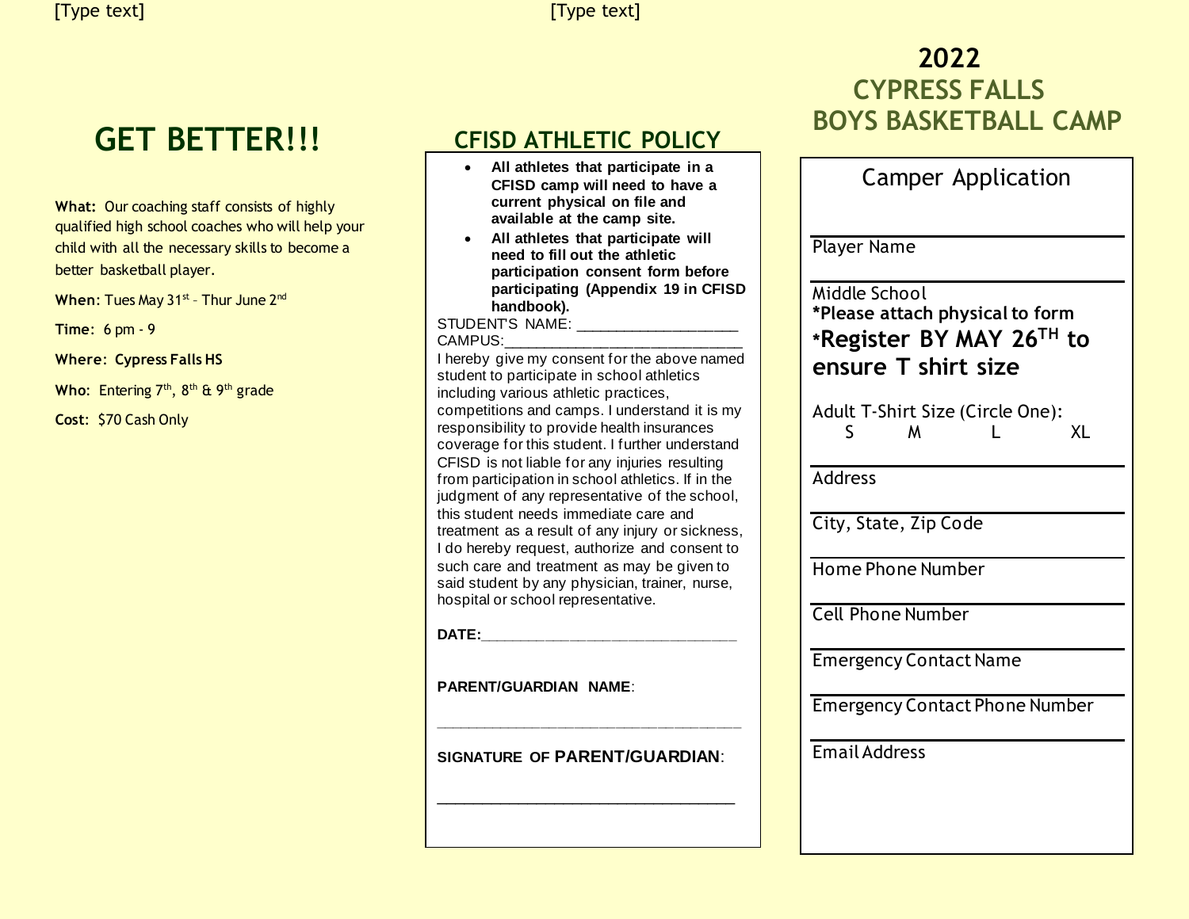# GET BETTER!!!

**What:** Our coaching staff consists of highly qualified high school coaches who will help your child with all the necessary skills to become a better basketball player.

**When:** Tues May 31st – Thur June 2nd

**Time:** 6 pm - 9

**Where:** **Cypress Falls HS**

**Who:** Entering 7th, 8th & 9th grade

**Cost:** $70 Cash Only

## CFISD ATHLETIC POLICY

- **All athletes that participate in a CFISD camp will need to have a current physical on file and available at the camp site.**
- **All athletes that participate will need to fill out the athletic participation consent form before participating (Appendix 19 in CFISD handbook).**

STUDENT'S NAME: ___________________

CAMPUS:____________________________

I hereby give my consent for the above named student to participate in school athletics including various athletic practices, competitions and camps. I understand it is my responsibility to provide health insurances coverage for this student. I further understand CFISD is not liable for any injuries resulting from participation in school athletics. If in the judgment of any representative of the school, this student needs immediate care and treatment as a result of any injury or sickness, I do hereby request, authorize and consent to such care and treatment as may be given to said student by any physician, trainer, nurse, hospital or school representative.

**DATE:**______________________________

**PARENT/GUARDIAN NAME**:

___________________________________

**SIGNATURE OF PARENT/GUARDIAN**:

___________________________________

# 2022
# CYPRESS FALLS BOYS BASKETBALL CAMP

## Camper Application

Player Name

Middle School

**\*Please attach physical to form**

**\*Register BY MAY 26TH to ensure T shirt size**

Adult T-Shirt Size (Circle One):

S M L XL

Address

City, State, Zip Code

Home Phone Number

Cell Phone Number

Emergency Contact Name

Emergency Contact Phone Number

Email Address